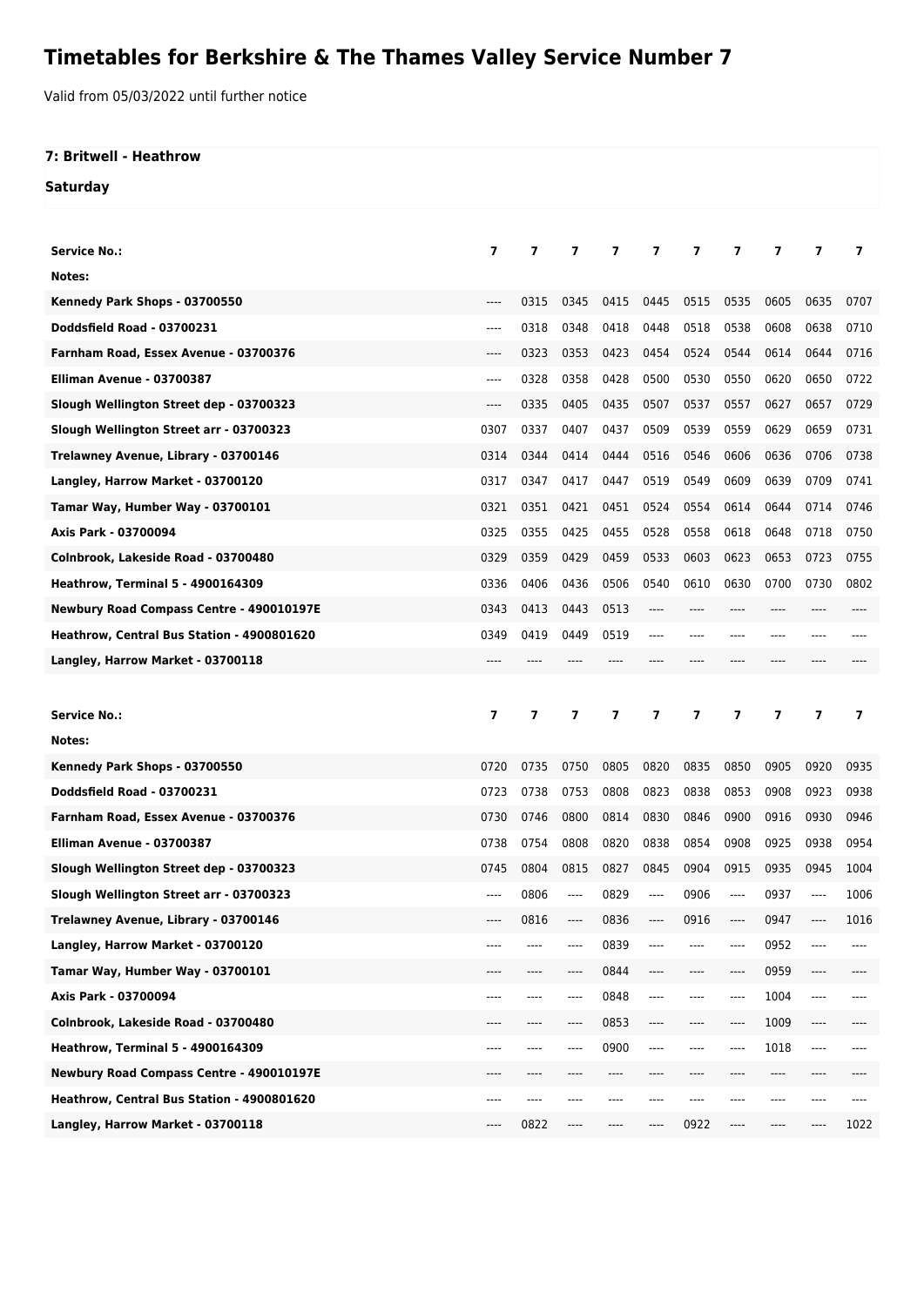# Timetables for Berkshire & The Thames Valley Service Number 7

Valid from 05/03/2022 until further notice

**7: Britwell - Heathrow**

**Saturday**

| Service No.: | 7 | 7 | 7 | 7 | 7 | 7 | 7 | 7 | 7 | 7 |
|---|---|---|---|---|---|---|---|---|---|---|
| Notes: | | | | | | | | | | |
| Kennedy Park Shops - 03700550 | ---- | 0315 | 0345 | 0415 | 0445 | 0515 | 0535 | 0605 | 0635 | 0707 |
| Doddsfield Road - 03700231 | ---- | 0318 | 0348 | 0418 | 0448 | 0518 | 0538 | 0608 | 0638 | 0710 |
| Farnham Road, Essex Avenue - 03700376 | ---- | 0323 | 0353 | 0423 | 0454 | 0524 | 0544 | 0614 | 0644 | 0716 |
| Elliman Avenue - 03700387 | ---- | 0328 | 0358 | 0428 | 0500 | 0530 | 0550 | 0620 | 0650 | 0722 |
| Slough Wellington Street dep - 03700323 | ---- | 0335 | 0405 | 0435 | 0507 | 0537 | 0557 | 0627 | 0657 | 0729 |
| Slough Wellington Street arr - 03700323 | 0307 | 0337 | 0407 | 0437 | 0509 | 0539 | 0559 | 0629 | 0659 | 0731 |
| Trelawney Avenue, Library - 03700146 | 0314 | 0344 | 0414 | 0444 | 0516 | 0546 | 0606 | 0636 | 0706 | 0738 |
| Langley, Harrow Market - 03700120 | 0317 | 0347 | 0417 | 0447 | 0519 | 0549 | 0609 | 0639 | 0709 | 0741 |
| Tamar Way, Humber Way - 03700101 | 0321 | 0351 | 0421 | 0451 | 0524 | 0554 | 0614 | 0644 | 0714 | 0746 |
| Axis Park - 03700094 | 0325 | 0355 | 0425 | 0455 | 0528 | 0558 | 0618 | 0648 | 0718 | 0750 |
| Colnbrook, Lakeside Road - 03700480 | 0329 | 0359 | 0429 | 0459 | 0533 | 0603 | 0623 | 0653 | 0723 | 0755 |
| Heathrow, Terminal 5 - 4900164309 | 0336 | 0406 | 0436 | 0506 | 0540 | 0610 | 0630 | 0700 | 0730 | 0802 |
| Newbury Road Compass Centre - 490010197E | 0343 | 0413 | 0443 | 0513 | ---- | ---- | ---- | ---- | ---- | ---- |
| Heathrow, Central Bus Station - 4900801620 | 0349 | 0419 | 0449 | 0519 | ---- | ---- | ---- | ---- | ---- | ---- |
| Langley, Harrow Market - 03700118 | ---- | ---- | ---- | ---- | ---- | ---- | ---- | ---- | ---- | ---- |

| Service No.: | 7 | 7 | 7 | 7 | 7 | 7 | 7 | 7 | 7 | 7 |
|---|---|---|---|---|---|---|---|---|---|---|
| Notes: | | | | | | | | | | |
| Kennedy Park Shops - 03700550 | 0720 | 0735 | 0750 | 0805 | 0820 | 0835 | 0850 | 0905 | 0920 | 0935 |
| Doddsfield Road - 03700231 | 0723 | 0738 | 0753 | 0808 | 0823 | 0838 | 0853 | 0908 | 0923 | 0938 |
| Farnham Road, Essex Avenue - 03700376 | 0730 | 0746 | 0800 | 0814 | 0830 | 0846 | 0900 | 0916 | 0930 | 0946 |
| Elliman Avenue - 03700387 | 0738 | 0754 | 0808 | 0820 | 0838 | 0854 | 0908 | 0925 | 0938 | 0954 |
| Slough Wellington Street dep - 03700323 | 0745 | 0804 | 0815 | 0827 | 0845 | 0904 | 0915 | 0935 | 0945 | 1004 |
| Slough Wellington Street arr - 03700323 | ---- | 0806 | ---- | 0829 | ---- | 0906 | ---- | 0937 | ---- | 1006 |
| Trelawney Avenue, Library - 03700146 | ---- | 0816 | ---- | 0836 | ---- | 0916 | ---- | 0947 | ---- | 1016 |
| Langley, Harrow Market - 03700120 | ---- | ---- | ---- | 0839 | ---- | ---- | ---- | 0952 | ---- | ---- |
| Tamar Way, Humber Way - 03700101 | ---- | ---- | ---- | 0844 | ---- | ---- | ---- | 0959 | ---- | ---- |
| Axis Park - 03700094 | ---- | ---- | ---- | 0848 | ---- | ---- | ---- | 1004 | ---- | ---- |
| Colnbrook, Lakeside Road - 03700480 | ---- | ---- | ---- | 0853 | ---- | ---- | ---- | 1009 | ---- | ---- |
| Heathrow, Terminal 5 - 4900164309 | ---- | ---- | ---- | 0900 | ---- | ---- | ---- | 1018 | ---- | ---- |
| Newbury Road Compass Centre - 490010197E | ---- | ---- | ---- | ---- | ---- | ---- | ---- | ---- | ---- | ---- |
| Heathrow, Central Bus Station - 4900801620 | ---- | ---- | ---- | ---- | ---- | ---- | ---- | ---- | ---- | ---- |
| Langley, Harrow Market - 03700118 | ---- | 0822 | ---- | ---- | ---- | 0922 | ---- | ---- | ---- | 1022 |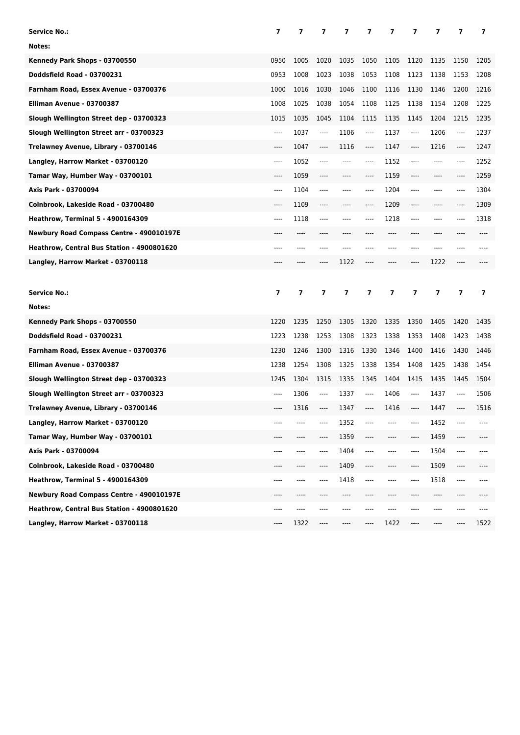| Service No.: | 7 | 7 | 7 | 7 | 7 | 7 | 7 | 7 | 7 | 7 |
|---|---|---|---|---|---|---|---|---|---|---|
| Notes: | | | | | | | | | | |
| Kennedy Park Shops - 03700550 | 0950 | 1005 | 1020 | 1035 | 1050 | 1105 | 1120 | 1135 | 1150 | 1205 |
| Doddsfield Road - 03700231 | 0953 | 1008 | 1023 | 1038 | 1053 | 1108 | 1123 | 1138 | 1153 | 1208 |
| Farnham Road, Essex Avenue - 03700376 | 1000 | 1016 | 1030 | 1046 | 1100 | 1116 | 1130 | 1146 | 1200 | 1216 |
| Elliman Avenue - 03700387 | 1008 | 1025 | 1038 | 1054 | 1108 | 1125 | 1138 | 1154 | 1208 | 1225 |
| Slough Wellington Street dep - 03700323 | 1015 | 1035 | 1045 | 1104 | 1115 | 1135 | 1145 | 1204 | 1215 | 1235 |
| Slough Wellington Street arr - 03700323 | ---- | 1037 | ---- | 1106 | ---- | 1137 | ---- | 1206 | ---- | 1237 |
| Trelawney Avenue, Library - 03700146 | ---- | 1047 | ---- | 1116 | ---- | 1147 | ---- | 1216 | ---- | 1247 |
| Langley, Harrow Market - 03700120 | ---- | 1052 | ---- | ---- | ---- | 1152 | ---- | ---- | ---- | 1252 |
| Tamar Way, Humber Way - 03700101 | ---- | 1059 | ---- | ---- | ---- | 1159 | ---- | ---- | ---- | 1259 |
| Axis Park - 03700094 | ---- | 1104 | ---- | ---- | ---- | 1204 | ---- | ---- | ---- | 1304 |
| Colnbrook, Lakeside Road - 03700480 | ---- | 1109 | ---- | ---- | ---- | 1209 | ---- | ---- | ---- | 1309 |
| Heathrow, Terminal 5 - 4900164309 | ---- | 1118 | ---- | ---- | ---- | 1218 | ---- | ---- | ---- | 1318 |
| Newbury Road Compass Centre - 490010197E | ---- | ---- | ---- | ---- | ---- | ---- | ---- | ---- | ---- | ---- |
| Heathrow, Central Bus Station - 4900801620 | ---- | ---- | ---- | ---- | ---- | ---- | ---- | ---- | ---- | ---- |
| Langley, Harrow Market - 03700118 | ---- | ---- | ---- | 1122 | ---- | ---- | ---- | 1222 | ---- | ---- |

| Service No.: | 7 | 7 | 7 | 7 | 7 | 7 | 7 | 7 | 7 | 7 |
|---|---|---|---|---|---|---|---|---|---|---|
| Notes: | | | | | | | | | | |
| Kennedy Park Shops - 03700550 | 1220 | 1235 | 1250 | 1305 | 1320 | 1335 | 1350 | 1405 | 1420 | 1435 |
| Doddsfield Road - 03700231 | 1223 | 1238 | 1253 | 1308 | 1323 | 1338 | 1353 | 1408 | 1423 | 1438 |
| Farnham Road, Essex Avenue - 03700376 | 1230 | 1246 | 1300 | 1316 | 1330 | 1346 | 1400 | 1416 | 1430 | 1446 |
| Elliman Avenue - 03700387 | 1238 | 1254 | 1308 | 1325 | 1338 | 1354 | 1408 | 1425 | 1438 | 1454 |
| Slough Wellington Street dep - 03700323 | 1245 | 1304 | 1315 | 1335 | 1345 | 1404 | 1415 | 1435 | 1445 | 1504 |
| Slough Wellington Street arr - 03700323 | ---- | 1306 | ---- | 1337 | ---- | 1406 | ---- | 1437 | ---- | 1506 |
| Trelawney Avenue, Library - 03700146 | ---- | 1316 | ---- | 1347 | ---- | 1416 | ---- | 1447 | ---- | 1516 |
| Langley, Harrow Market - 03700120 | ---- | ---- | ---- | 1352 | ---- | ---- | ---- | 1452 | ---- | ---- |
| Tamar Way, Humber Way - 03700101 | ---- | ---- | ---- | 1359 | ---- | ---- | ---- | 1459 | ---- | ---- |
| Axis Park - 03700094 | ---- | ---- | ---- | 1404 | ---- | ---- | ---- | 1504 | ---- | ---- |
| Colnbrook, Lakeside Road - 03700480 | ---- | ---- | ---- | 1409 | ---- | ---- | ---- | 1509 | ---- | ---- |
| Heathrow, Terminal 5 - 4900164309 | ---- | ---- | ---- | 1418 | ---- | ---- | ---- | 1518 | ---- | ---- |
| Newbury Road Compass Centre - 490010197E | ---- | ---- | ---- | ---- | ---- | ---- | ---- | ---- | ---- | ---- |
| Heathrow, Central Bus Station - 4900801620 | ---- | ---- | ---- | ---- | ---- | ---- | ---- | ---- | ---- | ---- |
| Langley, Harrow Market - 03700118 | ---- | 1322 | ---- | ---- | ---- | 1422 | ---- | ---- | ---- | 1522 |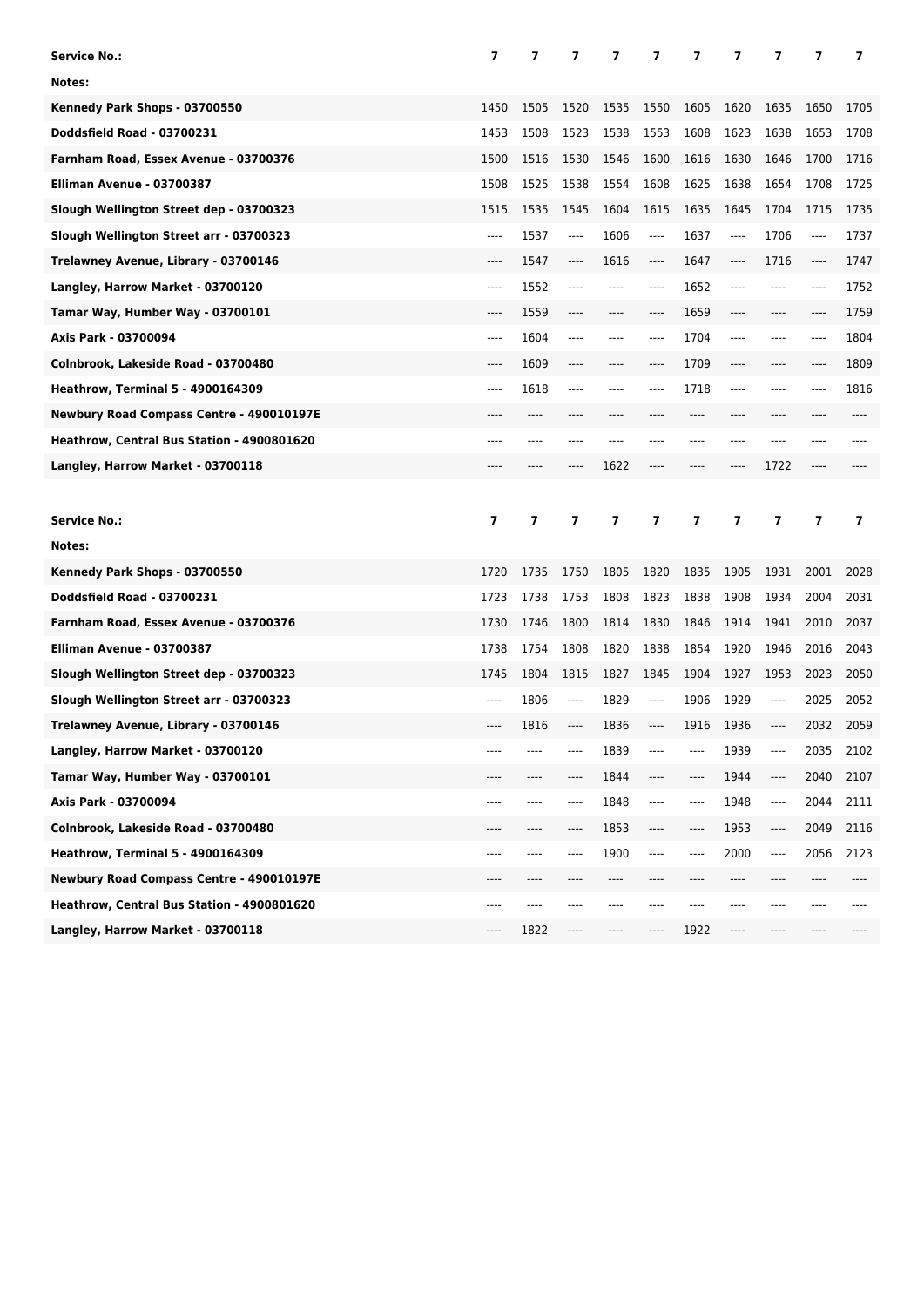| Service No.: | 7 | 7 | 7 | 7 | 7 | 7 | 7 | 7 | 7 | 7 |
|---|---|---|---|---|---|---|---|---|---|---|
| Notes: | | | | | | | | | | |
| Kennedy Park Shops - 03700550 | 1450 | 1505 | 1520 | 1535 | 1550 | 1605 | 1620 | 1635 | 1650 | 1705 |
| Doddsfield Road - 03700231 | 1453 | 1508 | 1523 | 1538 | 1553 | 1608 | 1623 | 1638 | 1653 | 1708 |
| Farnham Road, Essex Avenue - 03700376 | 1500 | 1516 | 1530 | 1546 | 1600 | 1616 | 1630 | 1646 | 1700 | 1716 |
| Elliman Avenue - 03700387 | 1508 | 1525 | 1538 | 1554 | 1608 | 1625 | 1638 | 1654 | 1708 | 1725 |
| Slough Wellington Street dep - 03700323 | 1515 | 1535 | 1545 | 1604 | 1615 | 1635 | 1645 | 1704 | 1715 | 1735 |
| Slough Wellington Street arr - 03700323 | ---- | 1537 | ---- | 1606 | ---- | 1637 | ---- | 1706 | ---- | 1737 |
| Trelawney Avenue, Library - 03700146 | ---- | 1547 | ---- | 1616 | ---- | 1647 | ---- | 1716 | ---- | 1747 |
| Langley, Harrow Market - 03700120 | ---- | 1552 | ---- | ---- | ---- | 1652 | ---- | ---- | ---- | 1752 |
| Tamar Way, Humber Way - 03700101 | ---- | 1559 | ---- | ---- | ---- | 1659 | ---- | ---- | ---- | 1759 |
| Axis Park - 03700094 | ---- | 1604 | ---- | ---- | ---- | 1704 | ---- | ---- | ---- | 1804 |
| Colnbrook, Lakeside Road - 03700480 | ---- | 1609 | ---- | ---- | ---- | 1709 | ---- | ---- | ---- | 1809 |
| Heathrow, Terminal 5 - 4900164309 | ---- | 1618 | ---- | ---- | ---- | 1718 | ---- | ---- | ---- | 1816 |
| Newbury Road Compass Centre - 490010197E | ---- | ---- | ---- | ---- | ---- | ---- | ---- | ---- | ---- | ---- |
| Heathrow, Central Bus Station - 4900801620 | ---- | ---- | ---- | ---- | ---- | ---- | ---- | ---- | ---- | ---- |
| Langley, Harrow Market - 03700118 | ---- | ---- | ---- | 1622 | ---- | ---- | ---- | 1722 | ---- | ---- |

| Service No.: | 7 | 7 | 7 | 7 | 7 | 7 | 7 | 7 | 7 | 7 |
|---|---|---|---|---|---|---|---|---|---|---|
| Notes: | | | | | | | | | | |
| Kennedy Park Shops - 03700550 | 1720 | 1735 | 1750 | 1805 | 1820 | 1835 | 1905 | 1931 | 2001 | 2028 |
| Doddsfield Road - 03700231 | 1723 | 1738 | 1753 | 1808 | 1823 | 1838 | 1908 | 1934 | 2004 | 2031 |
| Farnham Road, Essex Avenue - 03700376 | 1730 | 1746 | 1800 | 1814 | 1830 | 1846 | 1914 | 1941 | 2010 | 2037 |
| Elliman Avenue - 03700387 | 1738 | 1754 | 1808 | 1820 | 1838 | 1854 | 1920 | 1946 | 2016 | 2043 |
| Slough Wellington Street dep - 03700323 | 1745 | 1804 | 1815 | 1827 | 1845 | 1904 | 1927 | 1953 | 2023 | 2050 |
| Slough Wellington Street arr - 03700323 | ---- | 1806 | ---- | 1829 | ---- | 1906 | 1929 | ---- | 2025 | 2052 |
| Trelawney Avenue, Library - 03700146 | ---- | 1816 | ---- | 1836 | ---- | 1916 | 1936 | ---- | 2032 | 2059 |
| Langley, Harrow Market - 03700120 | ---- | ---- | ---- | 1839 | ---- | ---- | 1939 | ---- | 2035 | 2102 |
| Tamar Way, Humber Way - 03700101 | ---- | ---- | ---- | 1844 | ---- | ---- | 1944 | ---- | 2040 | 2107 |
| Axis Park - 03700094 | ---- | ---- | ---- | 1848 | ---- | ---- | 1948 | ---- | 2044 | 2111 |
| Colnbrook, Lakeside Road - 03700480 | ---- | ---- | ---- | 1853 | ---- | ---- | 1953 | ---- | 2049 | 2116 |
| Heathrow, Terminal 5 - 4900164309 | ---- | ---- | ---- | 1900 | ---- | ---- | 2000 | ---- | 2056 | 2123 |
| Newbury Road Compass Centre - 490010197E | ---- | ---- | ---- | ---- | ---- | ---- | ---- | ---- | ---- | ---- |
| Heathrow, Central Bus Station - 4900801620 | ---- | ---- | ---- | ---- | ---- | ---- | ---- | ---- | ---- | ---- |
| Langley, Harrow Market - 03700118 | ---- | 1822 | ---- | ---- | ---- | 1922 | ---- | ---- | ---- | ---- |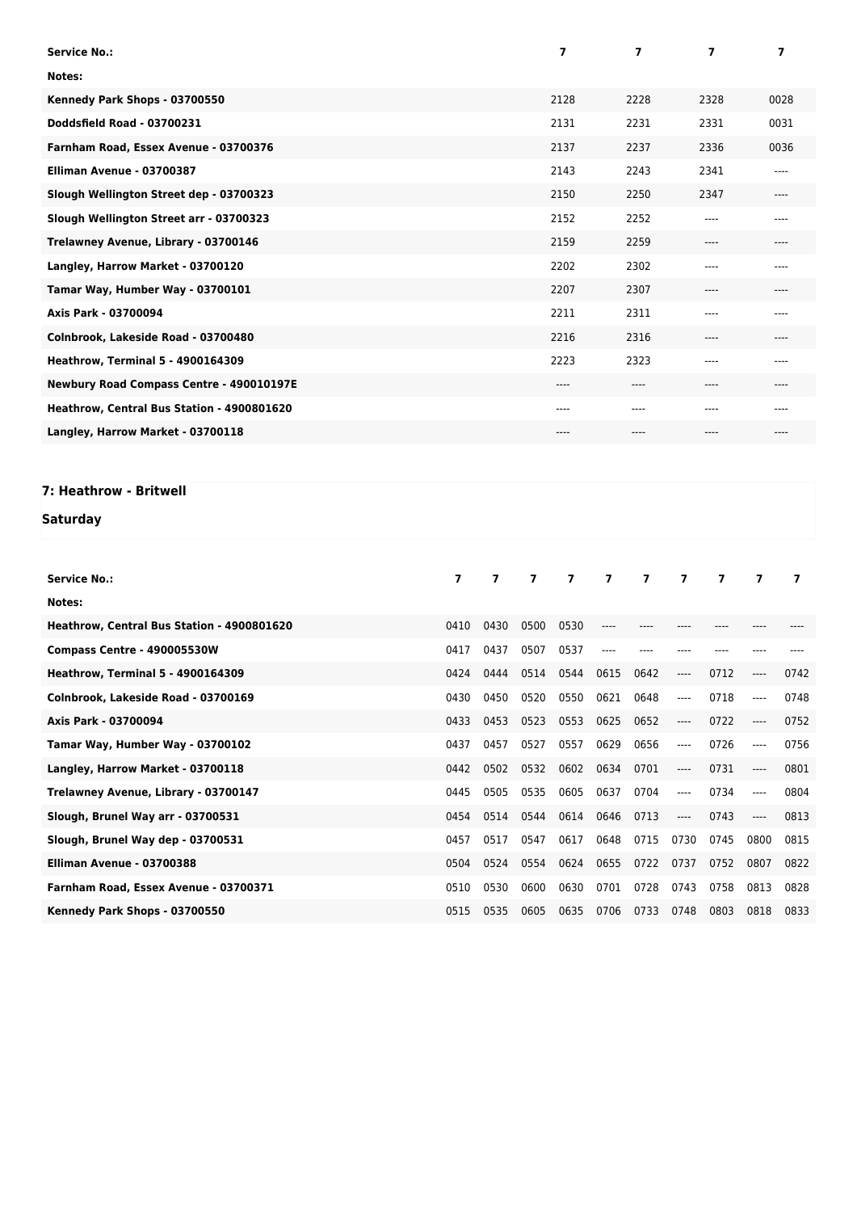| Service No.: | 7 | 7 | 7 | 7 |
|---|---|---|---|---|
| **Notes:** | | | | |
| **Kennedy Park Shops - 03700550** | 2128 | 2228 | 2328 | 0028 |
| **Doddsfield Road - 03700231** | 2131 | 2231 | 2331 | 0031 |
| **Farnham Road, Essex Avenue - 03700376** | 2137 | 2237 | 2336 | 0036 |
| **Elliman Avenue - 03700387** | 2143 | 2243 | 2341 | ---- |
| **Slough Wellington Street dep - 03700323** | 2150 | 2250 | 2347 | ---- |
| **Slough Wellington Street arr - 03700323** | 2152 | 2252 | ---- | ---- |
| **Trelawney Avenue, Library - 03700146** | 2159 | 2259 | ---- | ---- |
| **Langley, Harrow Market - 03700120** | 2202 | 2302 | ---- | ---- |
| **Tamar Way, Humber Way - 03700101** | 2207 | 2307 | ---- | ---- |
| **Axis Park - 03700094** | 2211 | 2311 | ---- | ---- |
| **Colnbrook, Lakeside Road - 03700480** | 2216 | 2316 | ---- | ---- |
| **Heathrow, Terminal 5 - 4900164309** | 2223 | 2323 | ---- | ---- |
| **Newbury Road Compass Centre - 490010197E** | ---- | ---- | ---- | ---- |
| **Heathrow, Central Bus Station - 4900801620** | ---- | ---- | ---- | ---- |
| **Langley, Harrow Market - 03700118** | ---- | ---- | ---- | ---- |

## 7: Heathrow - Britwell

### Saturday

| Service No.: | 7 | 7 | 7 | 7 | 7 | 7 | 7 | 7 | 7 | 7 |
|---|---|---|---|---|---|---|---|---|---|---|
| **Notes:** | | | | | | | | | | |
| **Heathrow, Central Bus Station - 4900801620** | 0410 | 0430 | 0500 | 0530 | ---- | ---- | ---- | ---- | ---- | ---- |
| **Compass Centre - 490005530W** | 0417 | 0437 | 0507 | 0537 | ---- | ---- | ---- | ---- | ---- | ---- |
| **Heathrow, Terminal 5 - 4900164309** | 0424 | 0444 | 0514 | 0544 | 0615 | 0642 | ---- | 0712 | ---- | 0742 |
| **Colnbrook, Lakeside Road - 03700169** | 0430 | 0450 | 0520 | 0550 | 0621 | 0648 | ---- | 0718 | ---- | 0748 |
| **Axis Park - 03700094** | 0433 | 0453 | 0523 | 0553 | 0625 | 0652 | ---- | 0722 | ---- | 0752 |
| **Tamar Way, Humber Way - 03700102** | 0437 | 0457 | 0527 | 0557 | 0629 | 0656 | ---- | 0726 | ---- | 0756 |
| **Langley, Harrow Market - 03700118** | 0442 | 0502 | 0532 | 0602 | 0634 | 0701 | ---- | 0731 | ---- | 0801 |
| **Trelawney Avenue, Library - 03700147** | 0445 | 0505 | 0535 | 0605 | 0637 | 0704 | ---- | 0734 | ---- | 0804 |
| **Slough, Brunel Way arr - 03700531** | 0454 | 0514 | 0544 | 0614 | 0646 | 0713 | ---- | 0743 | ---- | 0813 |
| **Slough, Brunel Way dep - 03700531** | 0457 | 0517 | 0547 | 0617 | 0648 | 0715 | 0730 | 0745 | 0800 | 0815 |
| **Elliman Avenue - 03700388** | 0504 | 0524 | 0554 | 0624 | 0655 | 0722 | 0737 | 0752 | 0807 | 0822 |
| **Farnham Road, Essex Avenue - 03700371** | 0510 | 0530 | 0600 | 0630 | 0701 | 0728 | 0743 | 0758 | 0813 | 0828 |
| **Kennedy Park Shops - 03700550** | 0515 | 0535 | 0605 | 0635 | 0706 | 0733 | 0748 | 0803 | 0818 | 0833 |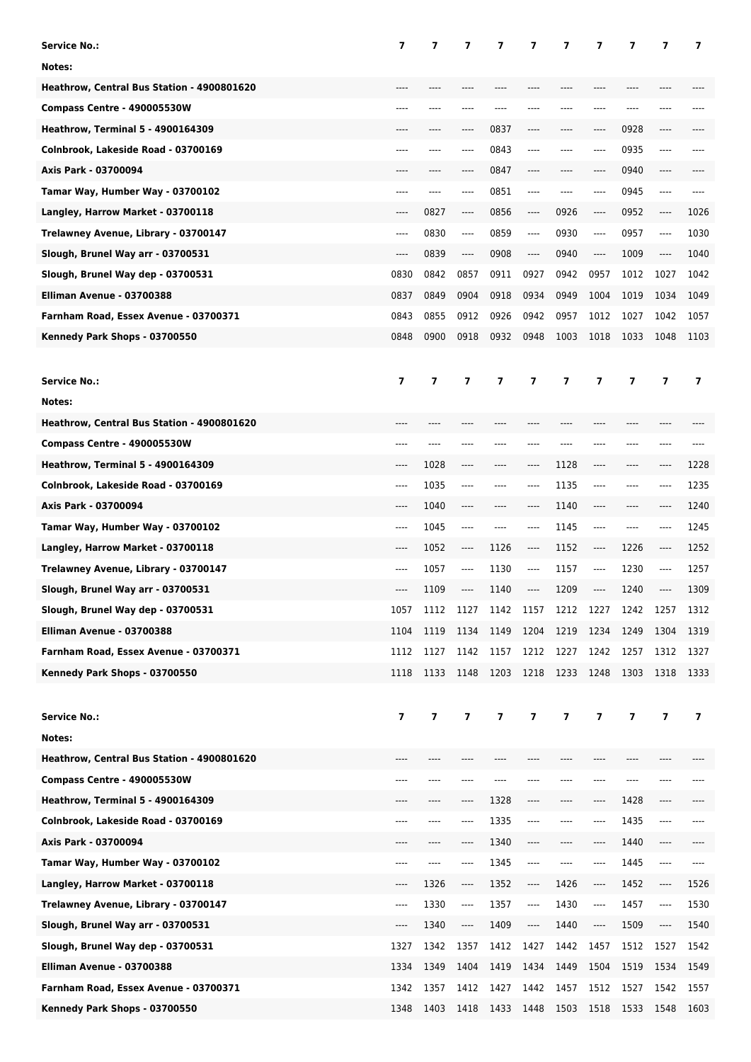| Service No.: | 7 | 7 | 7 | 7 | 7 | 7 | 7 | 7 | 7 | 7 |
|---|---|---|---|---|---|---|---|---|---|---|
| Notes: | | | | | | | | | | |
| Heathrow, Central Bus Station - 4900801620 | ---- | ---- | ---- | ---- | ---- | ---- | ---- | ---- | ---- | ---- |
| Compass Centre - 490005530W | ---- | ---- | ---- | ---- | ---- | ---- | ---- | ---- | ---- | ---- |
| Heathrow, Terminal 5 - 4900164309 | ---- | ---- | ---- | 0837 | ---- | ---- | ---- | 0928 | ---- | ---- |
| Colnbrook, Lakeside Road - 03700169 | ---- | ---- | ---- | 0843 | ---- | ---- | ---- | 0935 | ---- | ---- |
| Axis Park - 03700094 | ---- | ---- | ---- | 0847 | ---- | ---- | ---- | 0940 | ---- | ---- |
| Tamar Way, Humber Way - 03700102 | ---- | ---- | ---- | 0851 | ---- | ---- | ---- | 0945 | ---- | ---- |
| Langley, Harrow Market - 03700118 | ---- | 0827 | ---- | 0856 | ---- | 0926 | ---- | 0952 | ---- | 1026 |
| Trelawney Avenue, Library - 03700147 | ---- | 0830 | ---- | 0859 | ---- | 0930 | ---- | 0957 | ---- | 1030 |
| Slough, Brunel Way arr - 03700531 | ---- | 0839 | ---- | 0908 | ---- | 0940 | ---- | 1009 | ---- | 1040 |
| Slough, Brunel Way dep - 03700531 | 0830 | 0842 | 0857 | 0911 | 0927 | 0942 | 0957 | 1012 | 1027 | 1042 |
| Elliman Avenue - 03700388 | 0837 | 0849 | 0904 | 0918 | 0934 | 0949 | 1004 | 1019 | 1034 | 1049 |
| Farnham Road, Essex Avenue - 03700371 | 0843 | 0855 | 0912 | 0926 | 0942 | 0957 | 1012 | 1027 | 1042 | 1057 |
| Kennedy Park Shops - 03700550 | 0848 | 0900 | 0918 | 0932 | 0948 | 1003 | 1018 | 1033 | 1048 | 1103 |

| Service No.: | 7 | 7 | 7 | 7 | 7 | 7 | 7 | 7 | 7 | 7 |
|---|---|---|---|---|---|---|---|---|---|---|
| Notes: | | | | | | | | | | |
| Heathrow, Central Bus Station - 4900801620 | ---- | ---- | ---- | ---- | ---- | ---- | ---- | ---- | ---- | ---- |
| Compass Centre - 490005530W | ---- | ---- | ---- | ---- | ---- | ---- | ---- | ---- | ---- | ---- |
| Heathrow, Terminal 5 - 4900164309 | ---- | 1028 | ---- | ---- | ---- | 1128 | ---- | ---- | ---- | 1228 |
| Colnbrook, Lakeside Road - 03700169 | ---- | 1035 | ---- | ---- | ---- | 1135 | ---- | ---- | ---- | 1235 |
| Axis Park - 03700094 | ---- | 1040 | ---- | ---- | ---- | 1140 | ---- | ---- | ---- | 1240 |
| Tamar Way, Humber Way - 03700102 | ---- | 1045 | ---- | ---- | ---- | 1145 | ---- | ---- | ---- | 1245 |
| Langley, Harrow Market - 03700118 | ---- | 1052 | ---- | 1126 | ---- | 1152 | ---- | 1226 | ---- | 1252 |
| Trelawney Avenue, Library - 03700147 | ---- | 1057 | ---- | 1130 | ---- | 1157 | ---- | 1230 | ---- | 1257 |
| Slough, Brunel Way arr - 03700531 | ---- | 1109 | ---- | 1140 | ---- | 1209 | ---- | 1240 | ---- | 1309 |
| Slough, Brunel Way dep - 03700531 | 1057 | 1112 | 1127 | 1142 | 1157 | 1212 | 1227 | 1242 | 1257 | 1312 |
| Elliman Avenue - 03700388 | 1104 | 1119 | 1134 | 1149 | 1204 | 1219 | 1234 | 1249 | 1304 | 1319 |
| Farnham Road, Essex Avenue - 03700371 | 1112 | 1127 | 1142 | 1157 | 1212 | 1227 | 1242 | 1257 | 1312 | 1327 |
| Kennedy Park Shops - 03700550 | 1118 | 1133 | 1148 | 1203 | 1218 | 1233 | 1248 | 1303 | 1318 | 1333 |

| Service No.: | 7 | 7 | 7 | 7 | 7 | 7 | 7 | 7 | 7 | 7 |
|---|---|---|---|---|---|---|---|---|---|---|
| Notes: | | | | | | | | | | |
| Heathrow, Central Bus Station - 4900801620 | ---- | ---- | ---- | ---- | ---- | ---- | ---- | ---- | ---- | ---- |
| Compass Centre - 490005530W | ---- | ---- | ---- | ---- | ---- | ---- | ---- | ---- | ---- | ---- |
| Heathrow, Terminal 5 - 4900164309 | ---- | ---- | ---- | 1328 | ---- | ---- | ---- | 1428 | ---- | ---- |
| Colnbrook, Lakeside Road - 03700169 | ---- | ---- | ---- | 1335 | ---- | ---- | ---- | 1435 | ---- | ---- |
| Axis Park - 03700094 | ---- | ---- | ---- | 1340 | ---- | ---- | ---- | 1440 | ---- | ---- |
| Tamar Way, Humber Way - 03700102 | ---- | ---- | ---- | 1345 | ---- | ---- | ---- | 1445 | ---- | ---- |
| Langley, Harrow Market - 03700118 | ---- | 1326 | ---- | 1352 | ---- | 1426 | ---- | 1452 | ---- | 1526 |
| Trelawney Avenue, Library - 03700147 | ---- | 1330 | ---- | 1357 | ---- | 1430 | ---- | 1457 | ---- | 1530 |
| Slough, Brunel Way arr - 03700531 | ---- | 1340 | ---- | 1409 | ---- | 1440 | ---- | 1509 | ---- | 1540 |
| Slough, Brunel Way dep - 03700531 | 1327 | 1342 | 1357 | 1412 | 1427 | 1442 | 1457 | 1512 | 1527 | 1542 |
| Elliman Avenue - 03700388 | 1334 | 1349 | 1404 | 1419 | 1434 | 1449 | 1504 | 1519 | 1534 | 1549 |
| Farnham Road, Essex Avenue - 03700371 | 1342 | 1357 | 1412 | 1427 | 1442 | 1457 | 1512 | 1527 | 1542 | 1557 |
| Kennedy Park Shops - 03700550 | 1348 | 1403 | 1418 | 1433 | 1448 | 1503 | 1518 | 1533 | 1548 | 1603 |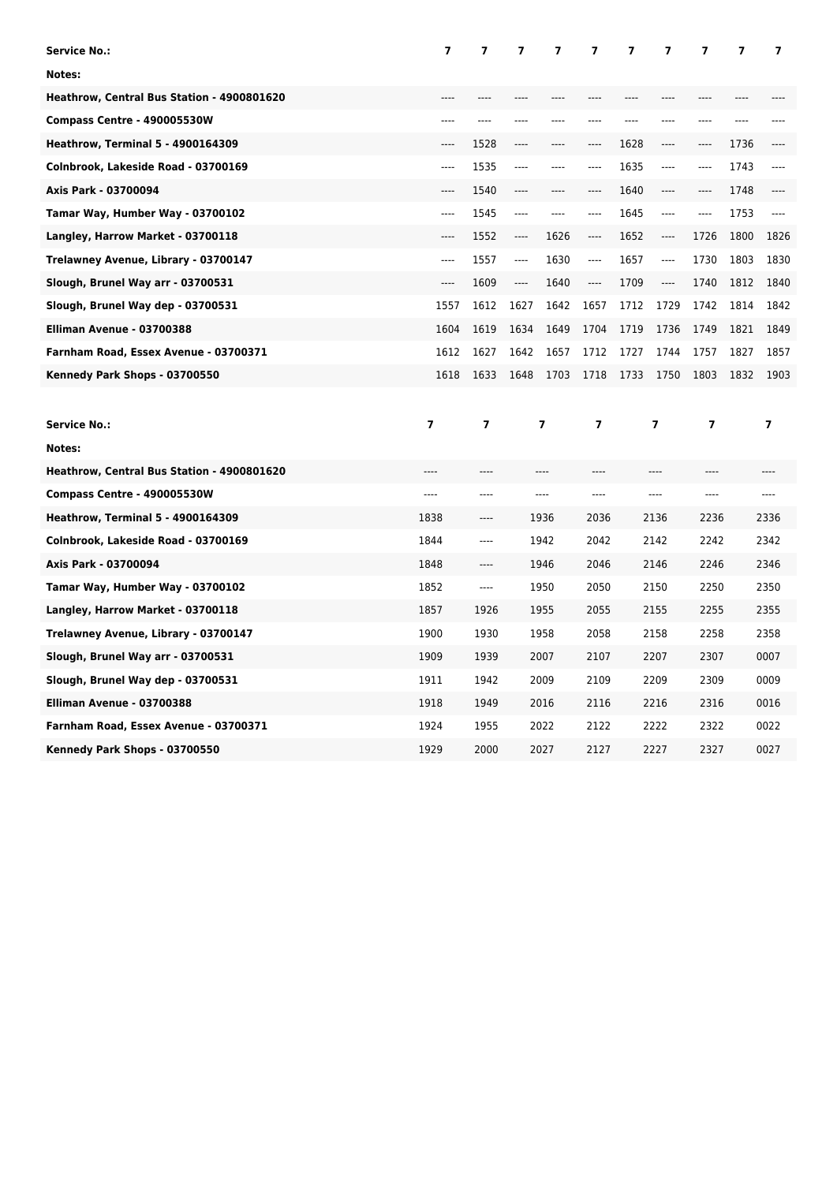| Service No.: | 7 | 7 | 7 | 7 | 7 | 7 | 7 | 7 | 7 | 7 |
|---|---|---|---|---|---|---|---|---|---|---|
| Notes: | | | | | | | | | | |
| Heathrow, Central Bus Station - 4900801620 | ---- | ---- | ---- | ---- | ---- | ---- | ---- | ---- | ---- | ---- |
| Compass Centre - 490005530W | ---- | ---- | ---- | ---- | ---- | ---- | ---- | ---- | ---- | ---- |
| Heathrow, Terminal 5 - 4900164309 | ---- | 1528 | ---- | ---- | ---- | 1628 | ---- | ---- | 1736 | ---- |
| Colnbrook, Lakeside Road - 03700169 | ---- | 1535 | ---- | ---- | ---- | 1635 | ---- | ---- | 1743 | ---- |
| Axis Park - 03700094 | ---- | 1540 | ---- | ---- | ---- | 1640 | ---- | ---- | 1748 | ---- |
| Tamar Way, Humber Way - 03700102 | ---- | 1545 | ---- | ---- | ---- | 1645 | ---- | ---- | 1753 | ---- |
| Langley, Harrow Market - 03700118 | ---- | 1552 | ---- | 1626 | ---- | 1652 | ---- | 1726 | 1800 | 1826 |
| Trelawney Avenue, Library - 03700147 | ---- | 1557 | ---- | 1630 | ---- | 1657 | ---- | 1730 | 1803 | 1830 |
| Slough, Brunel Way arr - 03700531 | ---- | 1609 | ---- | 1640 | ---- | 1709 | ---- | 1740 | 1812 | 1840 |
| Slough, Brunel Way dep - 03700531 | 1557 | 1612 | 1627 | 1642 | 1657 | 1712 | 1729 | 1742 | 1814 | 1842 |
| Elliman Avenue - 03700388 | 1604 | 1619 | 1634 | 1649 | 1704 | 1719 | 1736 | 1749 | 1821 | 1849 |
| Farnham Road, Essex Avenue - 03700371 | 1612 | 1627 | 1642 | 1657 | 1712 | 1727 | 1744 | 1757 | 1827 | 1857 |
| Kennedy Park Shops - 03700550 | 1618 | 1633 | 1648 | 1703 | 1718 | 1733 | 1750 | 1803 | 1832 | 1903 |

| Service No.: | 7 | 7 | 7 | 7 | 7 | 7 | 7 |
|---|---|---|---|---|---|---|---|
| Notes: | | | | | | | |
| Heathrow, Central Bus Station - 4900801620 | ---- | ---- | ---- | ---- | ---- | ---- | ---- |
| Compass Centre - 490005530W | ---- | ---- | ---- | ---- | ---- | ---- | ---- |
| Heathrow, Terminal 5 - 4900164309 | 1838 | ---- | 1936 | 2036 | 2136 | 2236 | 2336 |
| Colnbrook, Lakeside Road - 03700169 | 1844 | ---- | 1942 | 2042 | 2142 | 2242 | 2342 |
| Axis Park - 03700094 | 1848 | ---- | 1946 | 2046 | 2146 | 2246 | 2346 |
| Tamar Way, Humber Way - 03700102 | 1852 | ---- | 1950 | 2050 | 2150 | 2250 | 2350 |
| Langley, Harrow Market - 03700118 | 1857 | 1926 | 1955 | 2055 | 2155 | 2255 | 2355 |
| Trelawney Avenue, Library - 03700147 | 1900 | 1930 | 1958 | 2058 | 2158 | 2258 | 2358 |
| Slough, Brunel Way arr - 03700531 | 1909 | 1939 | 2007 | 2107 | 2207 | 2307 | 0007 |
| Slough, Brunel Way dep - 03700531 | 1911 | 1942 | 2009 | 2109 | 2209 | 2309 | 0009 |
| Elliman Avenue - 03700388 | 1918 | 1949 | 2016 | 2116 | 2216 | 2316 | 0016 |
| Farnham Road, Essex Avenue - 03700371 | 1924 | 1955 | 2022 | 2122 | 2222 | 2322 | 0022 |
| Kennedy Park Shops - 03700550 | 1929 | 2000 | 2027 | 2127 | 2227 | 2327 | 0027 |